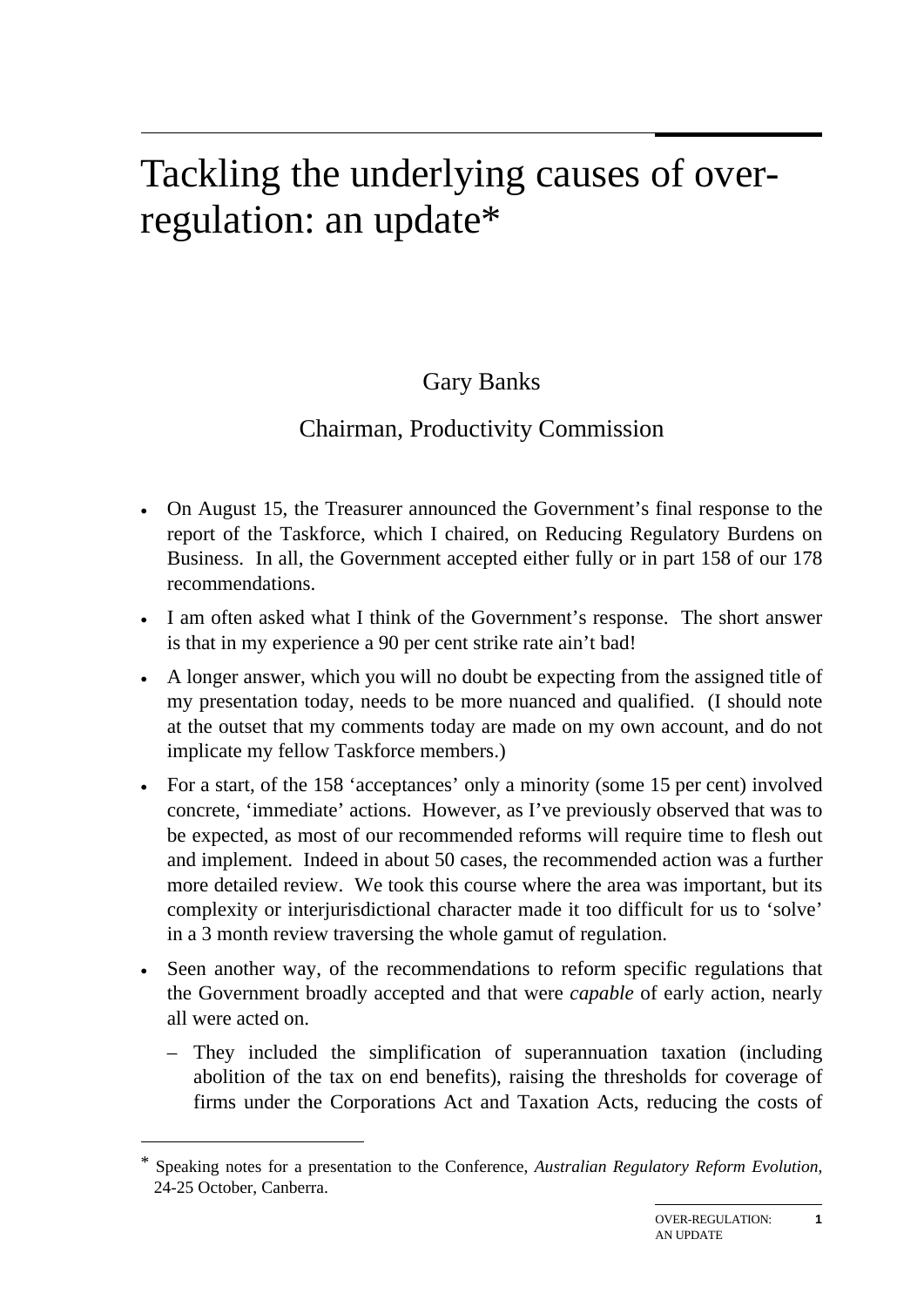# Tackling the underlying causes of over-regulation: an update*

Gary Banks

Chairman, Productivity Commission

- On August 15, the Treasurer announced the Government's final response to the report of the Taskforce, which I chaired, on Reducing Regulatory Burdens on Business. In all, the Government accepted either fully or in part 158 of our 178 recommendations.
- I am often asked what I think of the Government's response. The short answer is that in my experience a 90 per cent strike rate ain't bad!
- A longer answer, which you will no doubt be expecting from the assigned title of my presentation today, needs to be more nuanced and qualified. (I should note at the outset that my comments today are made on my own account, and do not implicate my fellow Taskforce members.)
- For a start, of the 158 'acceptances' only a minority (some 15 per cent) involved concrete, 'immediate' actions. However, as I've previously observed that was to be expected, as most of our recommended reforms will require time to flesh out and implement. Indeed in about 50 cases, the recommended action was a further more detailed review. We took this course where the area was important, but its complexity or interjurisdictional character made it too difficult for us to 'solve' in a 3 month review traversing the whole gamut of regulation.
- Seen another way, of the recommendations to reform specific regulations that the Government broadly accepted and that were *capable* of early action, nearly all were acted on.
  - They included the simplification of superannuation taxation (including abolition of the tax on end benefits), raising the thresholds for coverage of firms under the Corporations Act and Taxation Acts, reducing the costs of

* Speaking notes for a presentation to the Conference, *Australian Regulatory Reform Evolution*, 24-25 October, Canberra.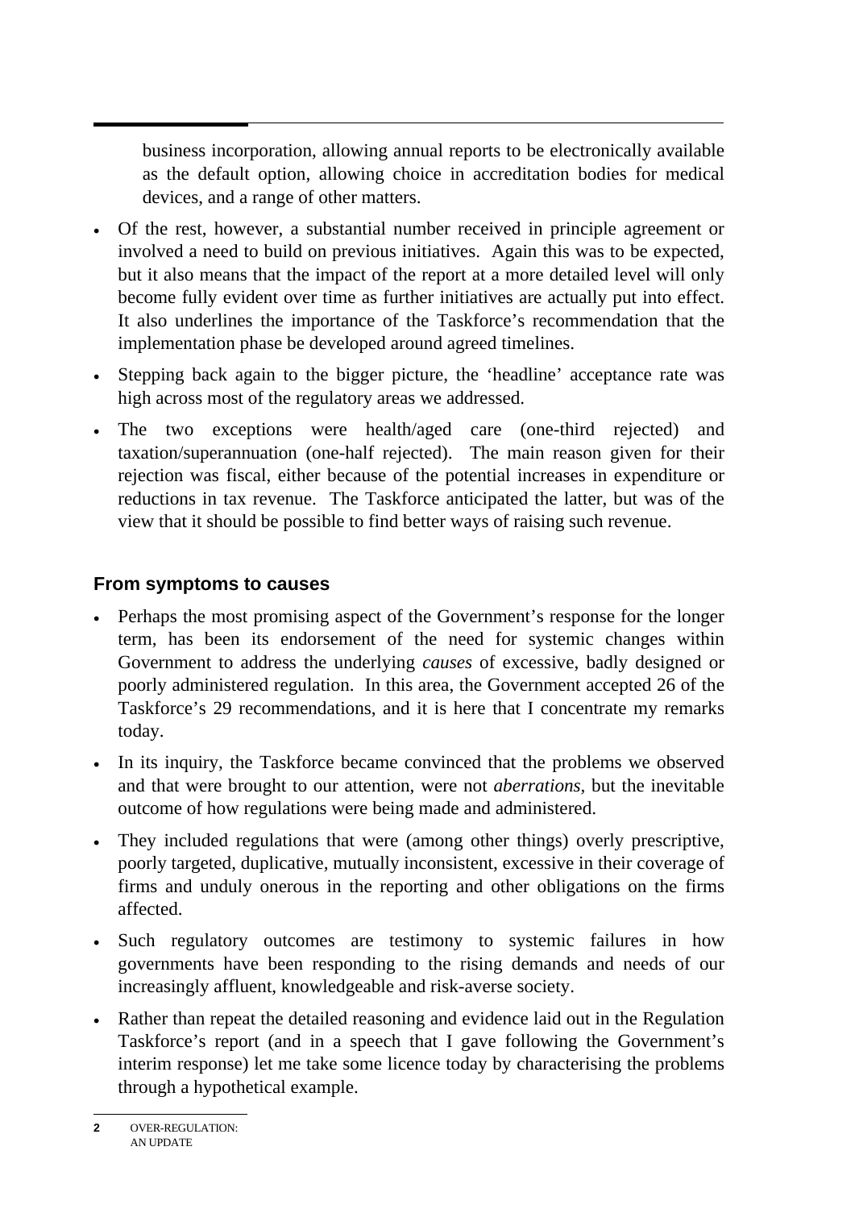business incorporation, allowing annual reports to be electronically available as the default option, allowing choice in accreditation bodies for medical devices, and a range of other matters.

- Of the rest, however, a substantial number received in principle agreement or involved a need to build on previous initiatives. Again this was to be expected, but it also means that the impact of the report at a more detailed level will only become fully evident over time as further initiatives are actually put into effect. It also underlines the importance of the Taskforce's recommendation that the implementation phase be developed around agreed timelines.
- Stepping back again to the bigger picture, the 'headline' acceptance rate was high across most of the regulatory areas we addressed.
- The two exceptions were health/aged care (one-third rejected) and taxation/superannuation (one-half rejected). The main reason given for their rejection was fiscal, either because of the potential increases in expenditure or reductions in tax revenue. The Taskforce anticipated the latter, but was of the view that it should be possible to find better ways of raising such revenue.

## From symptoms to causes

- Perhaps the most promising aspect of the Government's response for the longer term, has been its endorsement of the need for systemic changes within Government to address the underlying *causes* of excessive, badly designed or poorly administered regulation. In this area, the Government accepted 26 of the Taskforce's 29 recommendations, and it is here that I concentrate my remarks today.
- In its inquiry, the Taskforce became convinced that the problems we observed and that were brought to our attention, were not *aberrations*, but the inevitable outcome of how regulations were being made and administered.
- They included regulations that were (among other things) overly prescriptive, poorly targeted, duplicative, mutually inconsistent, excessive in their coverage of firms and unduly onerous in the reporting and other obligations on the firms affected.
- Such regulatory outcomes are testimony to systemic failures in how governments have been responding to the rising demands and needs of our increasingly affluent, knowledgeable and risk-averse society.
- Rather than repeat the detailed reasoning and evidence laid out in the Regulation Taskforce's report (and in a speech that I gave following the Government's interim response) let me take some licence today by characterising the problems through a hypothetical example.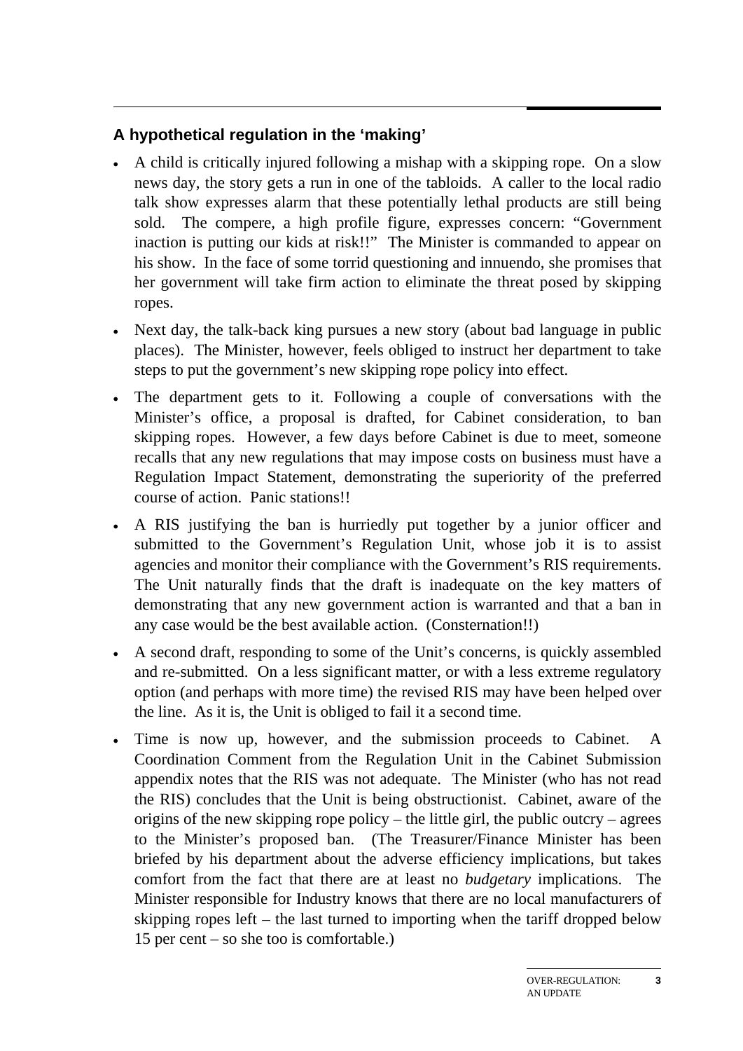## A hypothetical regulation in the 'making'

- A child is critically injured following a mishap with a skipping rope. On a slow news day, the story gets a run in one of the tabloids. A caller to the local radio talk show expresses alarm that these potentially lethal products are still being sold. The compere, a high profile figure, expresses concern: "Government inaction is putting our kids at risk!!" The Minister is commanded to appear on his show. In the face of some torrid questioning and innuendo, she promises that her government will take firm action to eliminate the threat posed by skipping ropes.
- Next day, the talk-back king pursues a new story (about bad language in public places). The Minister, however, feels obliged to instruct her department to take steps to put the government's new skipping rope policy into effect.
- The department gets to it. Following a couple of conversations with the Minister's office, a proposal is drafted, for Cabinet consideration, to ban skipping ropes. However, a few days before Cabinet is due to meet, someone recalls that any new regulations that may impose costs on business must have a Regulation Impact Statement, demonstrating the superiority of the preferred course of action. Panic stations!!
- A RIS justifying the ban is hurriedly put together by a junior officer and submitted to the Government's Regulation Unit, whose job it is to assist agencies and monitor their compliance with the Government's RIS requirements. The Unit naturally finds that the draft is inadequate on the key matters of demonstrating that any new government action is warranted and that a ban in any case would be the best available action. (Consternation!!)
- A second draft, responding to some of the Unit's concerns, is quickly assembled and re-submitted. On a less significant matter, or with a less extreme regulatory option (and perhaps with more time) the revised RIS may have been helped over the line. As it is, the Unit is obliged to fail it a second time.
- Time is now up, however, and the submission proceeds to Cabinet. A Coordination Comment from the Regulation Unit in the Cabinet Submission appendix notes that the RIS was not adequate. The Minister (who has not read the RIS) concludes that the Unit is being obstructionist. Cabinet, aware of the origins of the new skipping rope policy – the little girl, the public outcry – agrees to the Minister's proposed ban. (The Treasurer/Finance Minister has been briefed by his department about the adverse efficiency implications, but takes comfort from the fact that there are at least no *budgetary* implications. The Minister responsible for Industry knows that there are no local manufacturers of skipping ropes left – the last turned to importing when the tariff dropped below 15 per cent – so she too is comfortable.)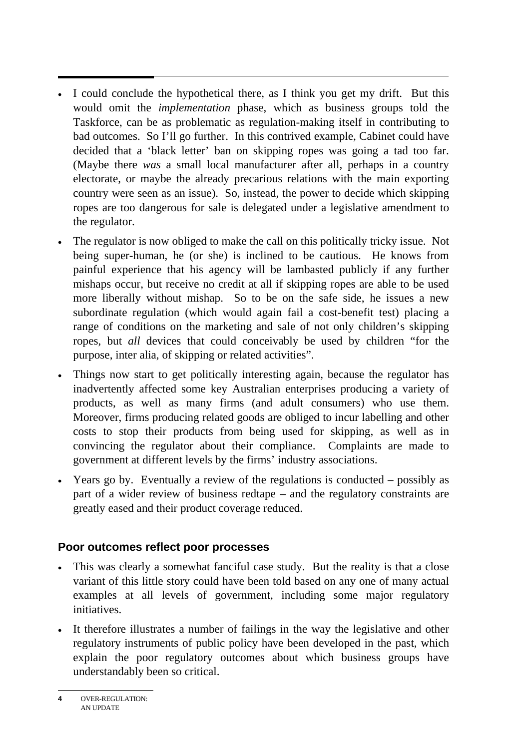- I could conclude the hypothetical there, as I think you get my drift. But this would omit the *implementation* phase, which as business groups told the Taskforce, can be as problematic as regulation-making itself in contributing to bad outcomes. So I'll go further. In this contrived example, Cabinet could have decided that a 'black letter' ban on skipping ropes was going a tad too far. (Maybe there *was* a small local manufacturer after all, perhaps in a country electorate, or maybe the already precarious relations with the main exporting country were seen as an issue). So, instead, the power to decide which skipping ropes are too dangerous for sale is delegated under a legislative amendment to the regulator.
- The regulator is now obliged to make the call on this politically tricky issue. Not being super-human, he (or she) is inclined to be cautious. He knows from painful experience that his agency will be lambasted publicly if any further mishaps occur, but receive no credit at all if skipping ropes are able to be used more liberally without mishap. So to be on the safe side, he issues a new subordinate regulation (which would again fail a cost-benefit test) placing a range of conditions on the marketing and sale of not only children's skipping ropes, but *all* devices that could conceivably be used by children "for the purpose, inter alia, of skipping or related activities".
- Things now start to get politically interesting again, because the regulator has inadvertently affected some key Australian enterprises producing a variety of products, as well as many firms (and adult consumers) who use them. Moreover, firms producing related goods are obliged to incur labelling and other costs to stop their products from being used for skipping, as well as in convincing the regulator about their compliance. Complaints are made to government at different levels by the firms' industry associations.
- Years go by. Eventually a review of the regulations is conducted – possibly as part of a wider review of business redtape – and the regulatory constraints are greatly eased and their product coverage reduced.

## Poor outcomes reflect poor processes

- This was clearly a somewhat fanciful case study. But the reality is that a close variant of this little story could have been told based on any one of many actual examples at all levels of government, including some major regulatory initiatives.
- It therefore illustrates a number of failings in the way the legislative and other regulatory instruments of public policy have been developed in the past, which explain the poor regulatory outcomes about which business groups have understandably been so critical.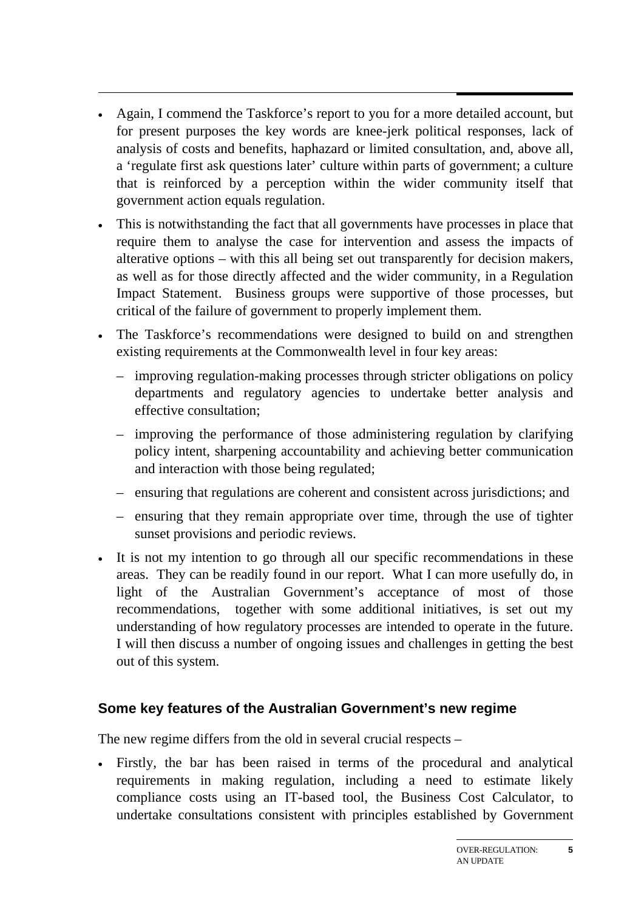- Again, I commend the Taskforce's report to you for a more detailed account, but for present purposes the key words are knee-jerk political responses, lack of analysis of costs and benefits, haphazard or limited consultation, and, above all, a 'regulate first ask questions later' culture within parts of government; a culture that is reinforced by a perception within the wider community itself that government action equals regulation.
- This is notwithstanding the fact that all governments have processes in place that require them to analyse the case for intervention and assess the impacts of alterative options – with this all being set out transparently for decision makers, as well as for those directly affected and the wider community, in a Regulation Impact Statement. Business groups were supportive of those processes, but critical of the failure of government to properly implement them.
- The Taskforce's recommendations were designed to build on and strengthen existing requirements at the Commonwealth level in four key areas:
  - improving regulation-making processes through stricter obligations on policy departments and regulatory agencies to undertake better analysis and effective consultation;
  - improving the performance of those administering regulation by clarifying policy intent, sharpening accountability and achieving better communication and interaction with those being regulated;
  - ensuring that regulations are coherent and consistent across jurisdictions; and
  - ensuring that they remain appropriate over time, through the use of tighter sunset provisions and periodic reviews.
- It is not my intention to go through all our specific recommendations in these areas. They can be readily found in our report. What I can more usefully do, in light of the Australian Government's acceptance of most of those recommendations, together with some additional initiatives, is set out my understanding of how regulatory processes are intended to operate in the future. I will then discuss a number of ongoing issues and challenges in getting the best out of this system.

## Some key features of the Australian Government's new regime

The new regime differs from the old in several crucial respects –

- Firstly, the bar has been raised in terms of the procedural and analytical requirements in making regulation, including a need to estimate likely compliance costs using an IT-based tool, the Business Cost Calculator, to undertake consultations consistent with principles established by Government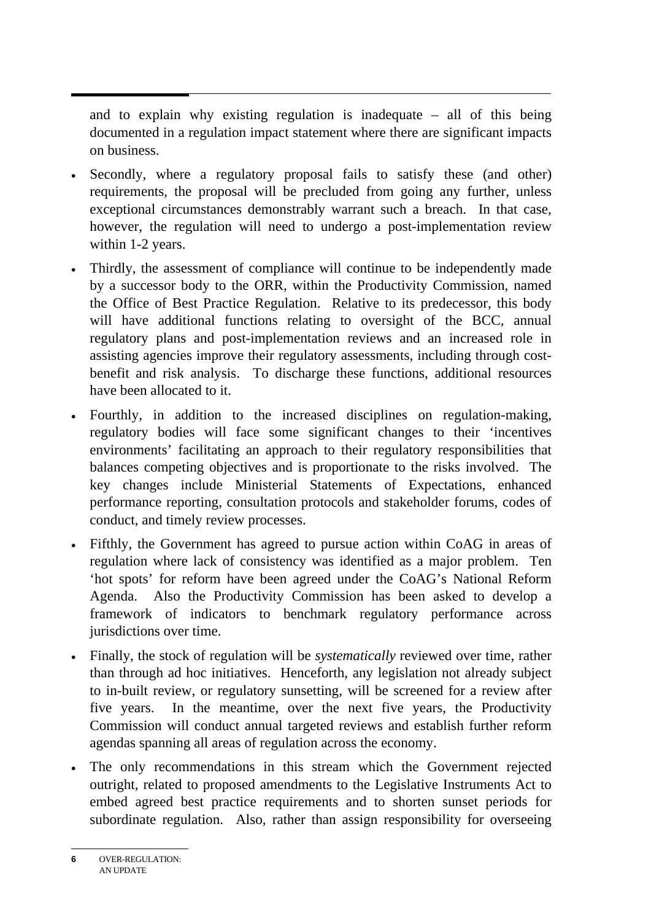and to explain why existing regulation is inadequate – all of this being documented in a regulation impact statement where there are significant impacts on business.

- Secondly, where a regulatory proposal fails to satisfy these (and other) requirements, the proposal will be precluded from going any further, unless exceptional circumstances demonstrably warrant such a breach. In that case, however, the regulation will need to undergo a post-implementation review within 1-2 years.
- Thirdly, the assessment of compliance will continue to be independently made by a successor body to the ORR, within the Productivity Commission, named the Office of Best Practice Regulation. Relative to its predecessor, this body will have additional functions relating to oversight of the BCC, annual regulatory plans and post-implementation reviews and an increased role in assisting agencies improve their regulatory assessments, including through cost-benefit and risk analysis. To discharge these functions, additional resources have been allocated to it.
- Fourthly, in addition to the increased disciplines on regulation-making, regulatory bodies will face some significant changes to their 'incentives environments' facilitating an approach to their regulatory responsibilities that balances competing objectives and is proportionate to the risks involved. The key changes include Ministerial Statements of Expectations, enhanced performance reporting, consultation protocols and stakeholder forums, codes of conduct, and timely review processes.
- Fifthly, the Government has agreed to pursue action within CoAG in areas of regulation where lack of consistency was identified as a major problem. Ten 'hot spots' for reform have been agreed under the CoAG's National Reform Agenda. Also the Productivity Commission has been asked to develop a framework of indicators to benchmark regulatory performance across jurisdictions over time.
- Finally, the stock of regulation will be *systematically* reviewed over time, rather than through ad hoc initiatives. Henceforth, any legislation not already subject to in-built review, or regulatory sunsetting, will be screened for a review after five years. In the meantime, over the next five years, the Productivity Commission will conduct annual targeted reviews and establish further reform agendas spanning all areas of regulation across the economy.
- The only recommendations in this stream which the Government rejected outright, related to proposed amendments to the Legislative Instruments Act to embed agreed best practice requirements and to shorten sunset periods for subordinate regulation. Also, rather than assign responsibility for overseeing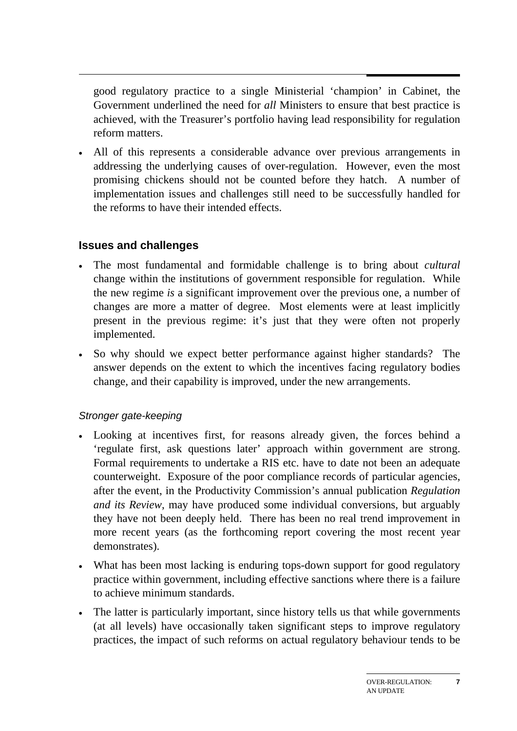good regulatory practice to a single Ministerial 'champion' in Cabinet, the Government underlined the need for *all* Ministers to ensure that best practice is achieved, with the Treasurer's portfolio having lead responsibility for regulation reform matters.

- All of this represents a considerable advance over previous arrangements in addressing the underlying causes of over-regulation. However, even the most promising chickens should not be counted before they hatch. A number of implementation issues and challenges still need to be successfully handled for the reforms to have their intended effects.

## Issues and challenges

- The most fundamental and formidable challenge is to bring about *cultural* change within the institutions of government responsible for regulation. While the new regime *is* a significant improvement over the previous one, a number of changes are more a matter of degree. Most elements were at least implicitly present in the previous regime: it's just that they were often not properly implemented.
- So why should we expect better performance against higher standards? The answer depends on the extent to which the incentives facing regulatory bodies change, and their capability is improved, under the new arrangements.

### *Stronger gate-keeping*

- Looking at incentives first, for reasons already given, the forces behind a 'regulate first, ask questions later' approach within government are strong. Formal requirements to undertake a RIS etc. have to date not been an adequate counterweight. Exposure of the poor compliance records of particular agencies, after the event, in the Productivity Commission's annual publication *Regulation and its Review*, may have produced some individual conversions, but arguably they have not been deeply held. There has been no real trend improvement in more recent years (as the forthcoming report covering the most recent year demonstrates).
- What has been most lacking is enduring tops-down support for good regulatory practice within government, including effective sanctions where there is a failure to achieve minimum standards.
- The latter is particularly important, since history tells us that while governments (at all levels) have occasionally taken significant steps to improve regulatory practices, the impact of such reforms on actual regulatory behaviour tends to be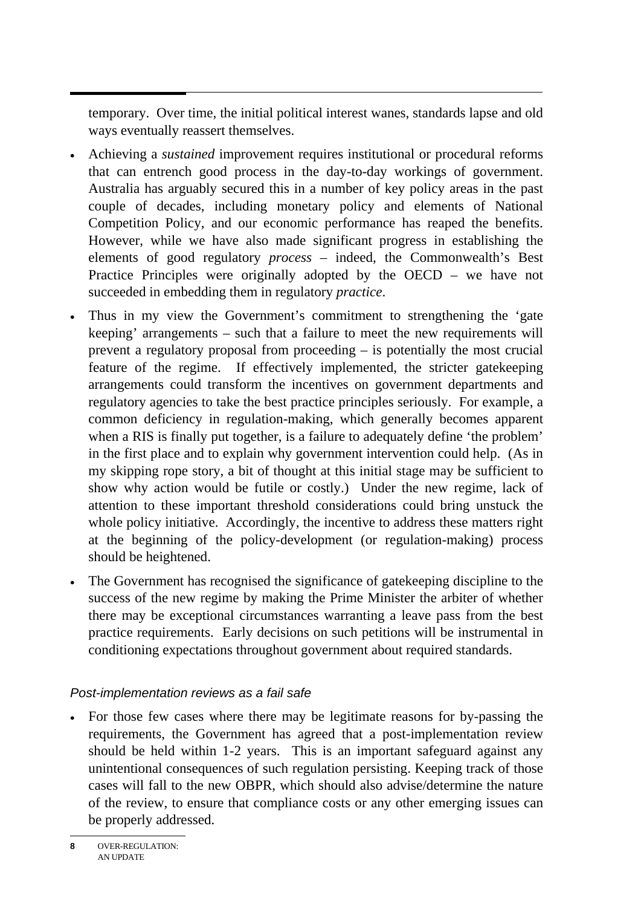temporary. Over time, the initial political interest wanes, standards lapse and old ways eventually reassert themselves.

- Achieving a *sustained* improvement requires institutional or procedural reforms that can entrench good process in the day-to-day workings of government. Australia has arguably secured this in a number of key policy areas in the past couple of decades, including monetary policy and elements of National Competition Policy, and our economic performance has reaped the benefits. However, while we have also made significant progress in establishing the elements of good regulatory *process* – indeed, the Commonwealth's Best Practice Principles were originally adopted by the OECD – we have not succeeded in embedding them in regulatory *practice*.
- Thus in my view the Government's commitment to strengthening the 'gate keeping' arrangements – such that a failure to meet the new requirements will prevent a regulatory proposal from proceeding – is potentially the most crucial feature of the regime. If effectively implemented, the stricter gatekeeping arrangements could transform the incentives on government departments and regulatory agencies to take the best practice principles seriously. For example, a common deficiency in regulation-making, which generally becomes apparent when a RIS is finally put together, is a failure to adequately define 'the problem' in the first place and to explain why government intervention could help. (As in my skipping rope story, a bit of thought at this initial stage may be sufficient to show why action would be futile or costly.) Under the new regime, lack of attention to these important threshold considerations could bring unstuck the whole policy initiative. Accordingly, the incentive to address these matters right at the beginning of the policy-development (or regulation-making) process should be heightened.
- The Government has recognised the significance of gatekeeping discipline to the success of the new regime by making the Prime Minister the arbiter of whether there may be exceptional circumstances warranting a leave pass from the best practice requirements. Early decisions on such petitions will be instrumental in conditioning expectations throughout government about required standards.

### *Post-implementation reviews as a fail safe*

- For those few cases where there may be legitimate reasons for by-passing the requirements, the Government has agreed that a post-implementation review should be held within 1-2 years. This is an important safeguard against any unintentional consequences of such regulation persisting. Keeping track of those cases will fall to the new OBPR, which should also advise/determine the nature of the review, to ensure that compliance costs or any other emerging issues can be properly addressed.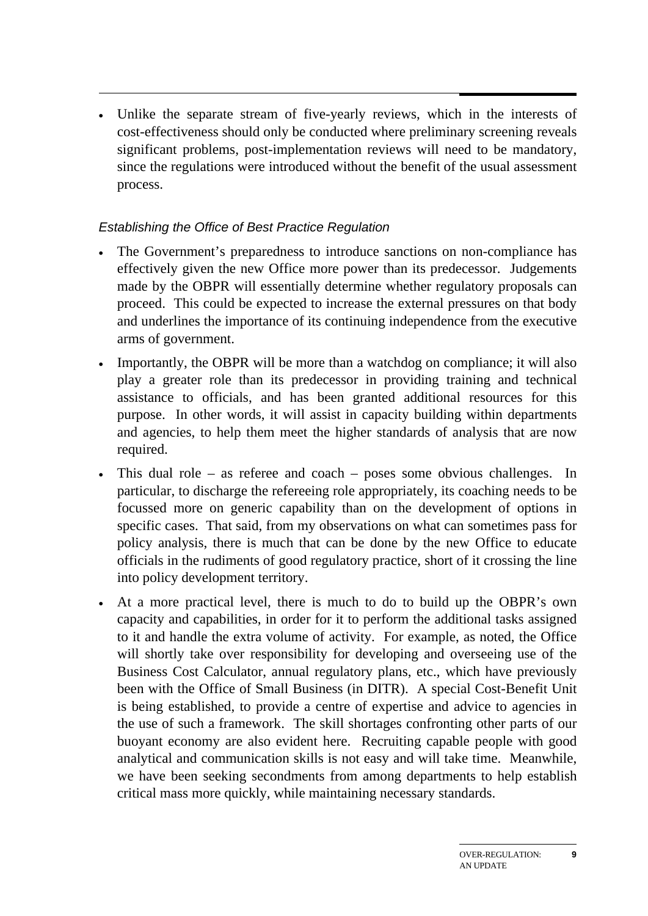- Unlike the separate stream of five-yearly reviews, which in the interests of cost-effectiveness should only be conducted where preliminary screening reveals significant problems, post-implementation reviews will need to be mandatory, since the regulations were introduced without the benefit of the usual assessment process.

*Establishing the Office of Best Practice Regulation*

- The Government's preparedness to introduce sanctions on non-compliance has effectively given the new Office more power than its predecessor. Judgements made by the OBPR will essentially determine whether regulatory proposals can proceed. This could be expected to increase the external pressures on that body and underlines the importance of its continuing independence from the executive arms of government.
- Importantly, the OBPR will be more than a watchdog on compliance; it will also play a greater role than its predecessor in providing training and technical assistance to officials, and has been granted additional resources for this purpose. In other words, it will assist in capacity building within departments and agencies, to help them meet the higher standards of analysis that are now required.
- This dual role – as referee and coach – poses some obvious challenges. In particular, to discharge the refereeing role appropriately, its coaching needs to be focussed more on generic capability than on the development of options in specific cases. That said, from my observations on what can sometimes pass for policy analysis, there is much that can be done by the new Office to educate officials in the rudiments of good regulatory practice, short of it crossing the line into policy development territory.
- At a more practical level, there is much to do to build up the OBPR's own capacity and capabilities, in order for it to perform the additional tasks assigned to it and handle the extra volume of activity. For example, as noted, the Office will shortly take over responsibility for developing and overseeing use of the Business Cost Calculator, annual regulatory plans, etc., which have previously been with the Office of Small Business (in DITR). A special Cost-Benefit Unit is being established, to provide a centre of expertise and advice to agencies in the use of such a framework. The skill shortages confronting other parts of our buoyant economy are also evident here. Recruiting capable people with good analytical and communication skills is not easy and will take time. Meanwhile, we have been seeking secondments from among departments to help establish critical mass more quickly, while maintaining necessary standards.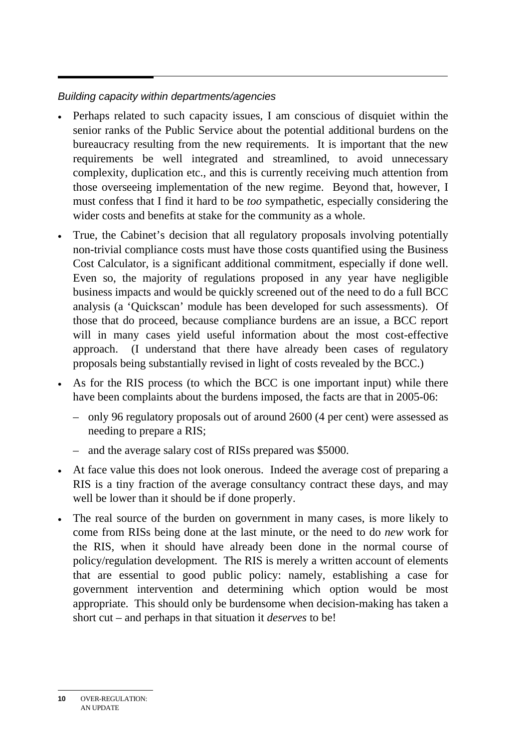*Building capacity within departments/agencies*

- Perhaps related to such capacity issues, I am conscious of disquiet within the senior ranks of the Public Service about the potential additional burdens on the bureaucracy resulting from the new requirements. It is important that the new requirements be well integrated and streamlined, to avoid unnecessary complexity, duplication etc., and this is currently receiving much attention from those overseeing implementation of the new regime. Beyond that, however, I must confess that I find it hard to be *too* sympathetic, especially considering the wider costs and benefits at stake for the community as a whole.
- True, the Cabinet's decision that all regulatory proposals involving potentially non-trivial compliance costs must have those costs quantified using the Business Cost Calculator, is a significant additional commitment, especially if done well. Even so, the majority of regulations proposed in any year have negligible business impacts and would be quickly screened out of the need to do a full BCC analysis (a 'Quickscan' module has been developed for such assessments). Of those that do proceed, because compliance burdens are an issue, a BCC report will in many cases yield useful information about the most cost-effective approach. (I understand that there have already been cases of regulatory proposals being substantially revised in light of costs revealed by the BCC.)
- As for the RIS process (to which the BCC is one important input) while there have been complaints about the burdens imposed, the facts are that in 2005-06:
  - only 96 regulatory proposals out of around 2600 (4 per cent) were assessed as needing to prepare a RIS;
  - and the average salary cost of RISs prepared was $5000.
- At face value this does not look onerous. Indeed the average cost of preparing a RIS is a tiny fraction of the average consultancy contract these days, and may well be lower than it should be if done properly.
- The real source of the burden on government in many cases, is more likely to come from RISs being done at the last minute, or the need to do *new* work for the RIS, when it should have already been done in the normal course of policy/regulation development. The RIS is merely a written account of elements that are essential to good public policy: namely, establishing a case for government intervention and determining which option would be most appropriate. This should only be burdensome when decision-making has taken a short cut – and perhaps in that situation it *deserves* to be!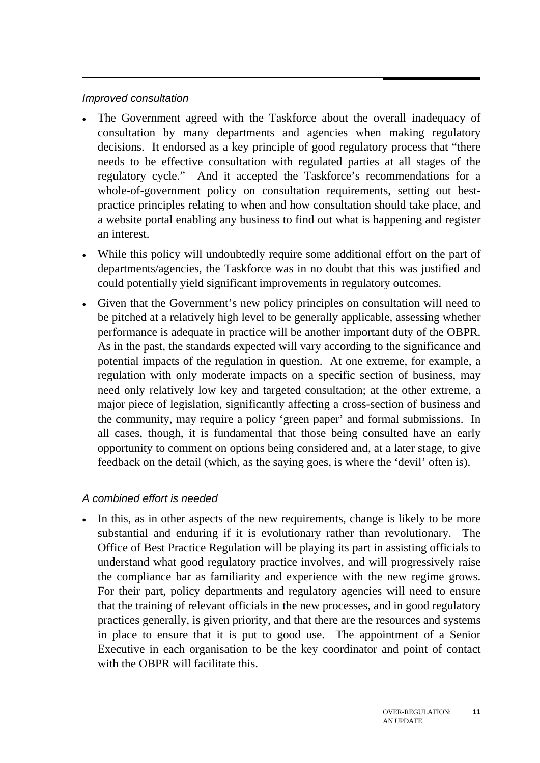*Improved consultation*

- The Government agreed with the Taskforce about the overall inadequacy of consultation by many departments and agencies when making regulatory decisions. It endorsed as a key principle of good regulatory process that "there needs to be effective consultation with regulated parties at all stages of the regulatory cycle." And it accepted the Taskforce's recommendations for a whole-of-government policy on consultation requirements, setting out best-practice principles relating to when and how consultation should take place, and a website portal enabling any business to find out what is happening and register an interest.
- While this policy will undoubtedly require some additional effort on the part of departments/agencies, the Taskforce was in no doubt that this was justified and could potentially yield significant improvements in regulatory outcomes.
- Given that the Government's new policy principles on consultation will need to be pitched at a relatively high level to be generally applicable, assessing whether performance is adequate in practice will be another important duty of the OBPR. As in the past, the standards expected will vary according to the significance and potential impacts of the regulation in question. At one extreme, for example, a regulation with only moderate impacts on a specific section of business, may need only relatively low key and targeted consultation; at the other extreme, a major piece of legislation, significantly affecting a cross-section of business and the community, may require a policy 'green paper' and formal submissions. In all cases, though, it is fundamental that those being consulted have an early opportunity to comment on options being considered and, at a later stage, to give feedback on the detail (which, as the saying goes, is where the 'devil' often is).

*A combined effort is needed*

- In this, as in other aspects of the new requirements, change is likely to be more substantial and enduring if it is evolutionary rather than revolutionary. The Office of Best Practice Regulation will be playing its part in assisting officials to understand what good regulatory practice involves, and will progressively raise the compliance bar as familiarity and experience with the new regime grows. For their part, policy departments and regulatory agencies will need to ensure that the training of relevant officials in the new processes, and in good regulatory practices generally, is given priority, and that there are the resources and systems in place to ensure that it is put to good use. The appointment of a Senior Executive in each organisation to be the key coordinator and point of contact with the OBPR will facilitate this.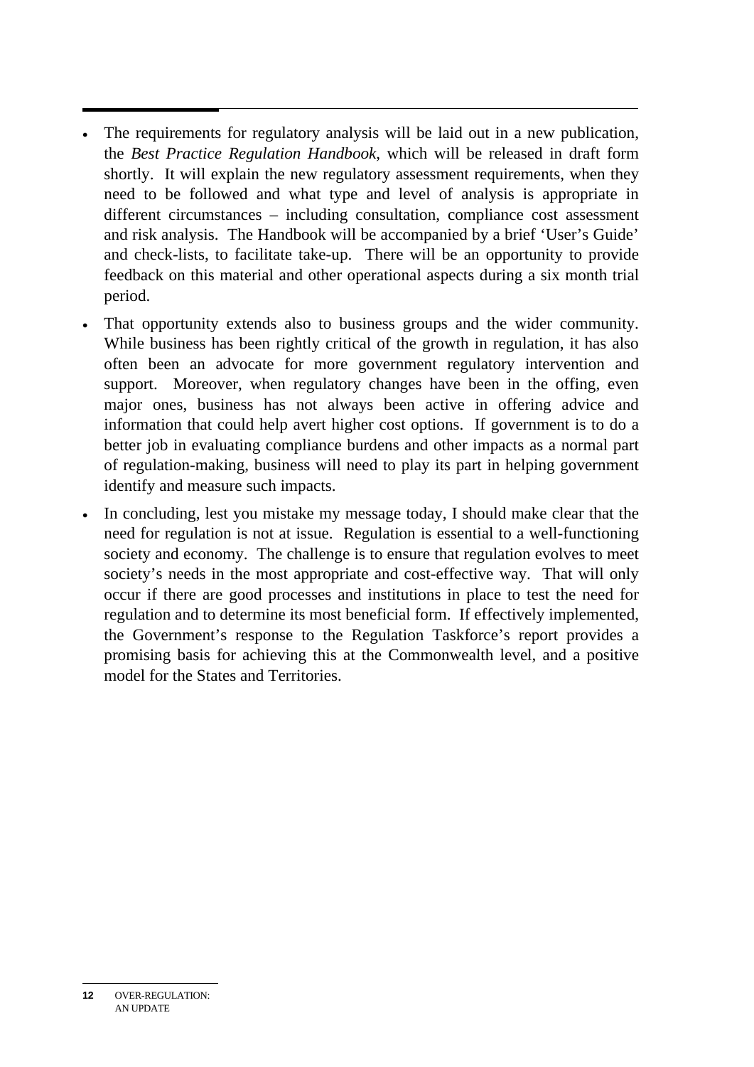- The requirements for regulatory analysis will be laid out in a new publication, the *Best Practice Regulation Handbook*, which will be released in draft form shortly. It will explain the new regulatory assessment requirements, when they need to be followed and what type and level of analysis is appropriate in different circumstances – including consultation, compliance cost assessment and risk analysis. The Handbook will be accompanied by a brief 'User's Guide' and check-lists, to facilitate take-up. There will be an opportunity to provide feedback on this material and other operational aspects during a six month trial period.
- That opportunity extends also to business groups and the wider community. While business has been rightly critical of the growth in regulation, it has also often been an advocate for more government regulatory intervention and support. Moreover, when regulatory changes have been in the offing, even major ones, business has not always been active in offering advice and information that could help avert higher cost options. If government is to do a better job in evaluating compliance burdens and other impacts as a normal part of regulation-making, business will need to play its part in helping government identify and measure such impacts.
- In concluding, lest you mistake my message today, I should make clear that the need for regulation is not at issue. Regulation is essential to a well-functioning society and economy. The challenge is to ensure that regulation evolves to meet society's needs in the most appropriate and cost-effective way. That will only occur if there are good processes and institutions in place to test the need for regulation and to determine its most beneficial form. If effectively implemented, the Government's response to the Regulation Taskforce's report provides a promising basis for achieving this at the Commonwealth level, and a positive model for the States and Territories.